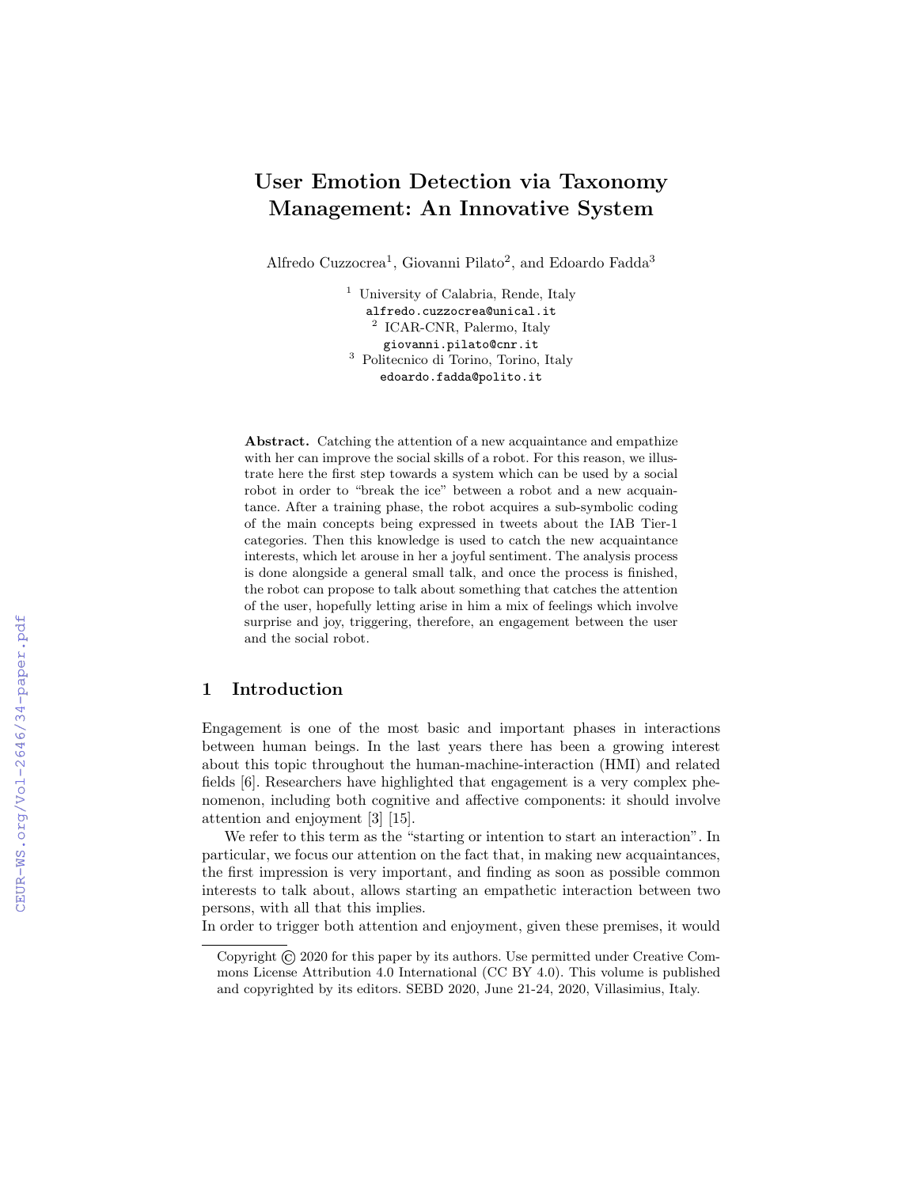# User Emotion Detection via Taxonomy Management: An Innovative System

Alfredo Cuzzocrea[1], Giovanni Pilato[2], and Edoardo Fadda[3]

[1] University of Calabria, Rende, Italy
alfredo.cuzzocrea@unical.it
[2] ICAR-CNR, Palermo, Italy
giovanni.pilato@cnr.it
[3] Politecnico di Torino, Torino, Italy
edoardo.fadda@polito.it

**Abstract.** Catching the attention of a new acquaintance and empathize with her can improve the social skills of a robot. For this reason, we illustrate here the first step towards a system which can be used by a social robot in order to "break the ice" between a robot and a new acquaintance. After a training phase, the robot acquires a sub-symbolic coding of the main concepts being expressed in tweets about the IAB Tier-1 categories. Then this knowledge is used to catch the new acquaintance interests, which let arouse in her a joyful sentiment. The analysis process is done alongside a general small talk, and once the process is finished, the robot can propose to talk about something that catches the attention of the user, hopefully letting arise in him a mix of feelings which involve surprise and joy, triggering, therefore, an engagement between the user and the social robot.

## 1 Introduction

Engagement is one of the most basic and important phases in interactions between human beings. In the last years there has been a growing interest about this topic throughout the human-machine-interaction (HMI) and related fields [6]. Researchers have highlighted that engagement is a very complex phenomenon, including both cognitive and affective components: it should involve attention and enjoyment [3] [15].

We refer to this term as the "starting or intention to start an interaction". In particular, we focus our attention on the fact that, in making new acquaintances, the first impression is very important, and finding as soon as possible common interests to talk about, allows starting an empathetic interaction between two persons, with all that this implies.

In order to trigger both attention and enjoyment, given these premises, it would

Copyright © 2020 for this paper by its authors. Use permitted under Creative Commons License Attribution 4.0 International (CC BY 4.0). This volume is published and copyrighted by its editors. SEBD 2020, June 21-24, 2020, Villasimius, Italy.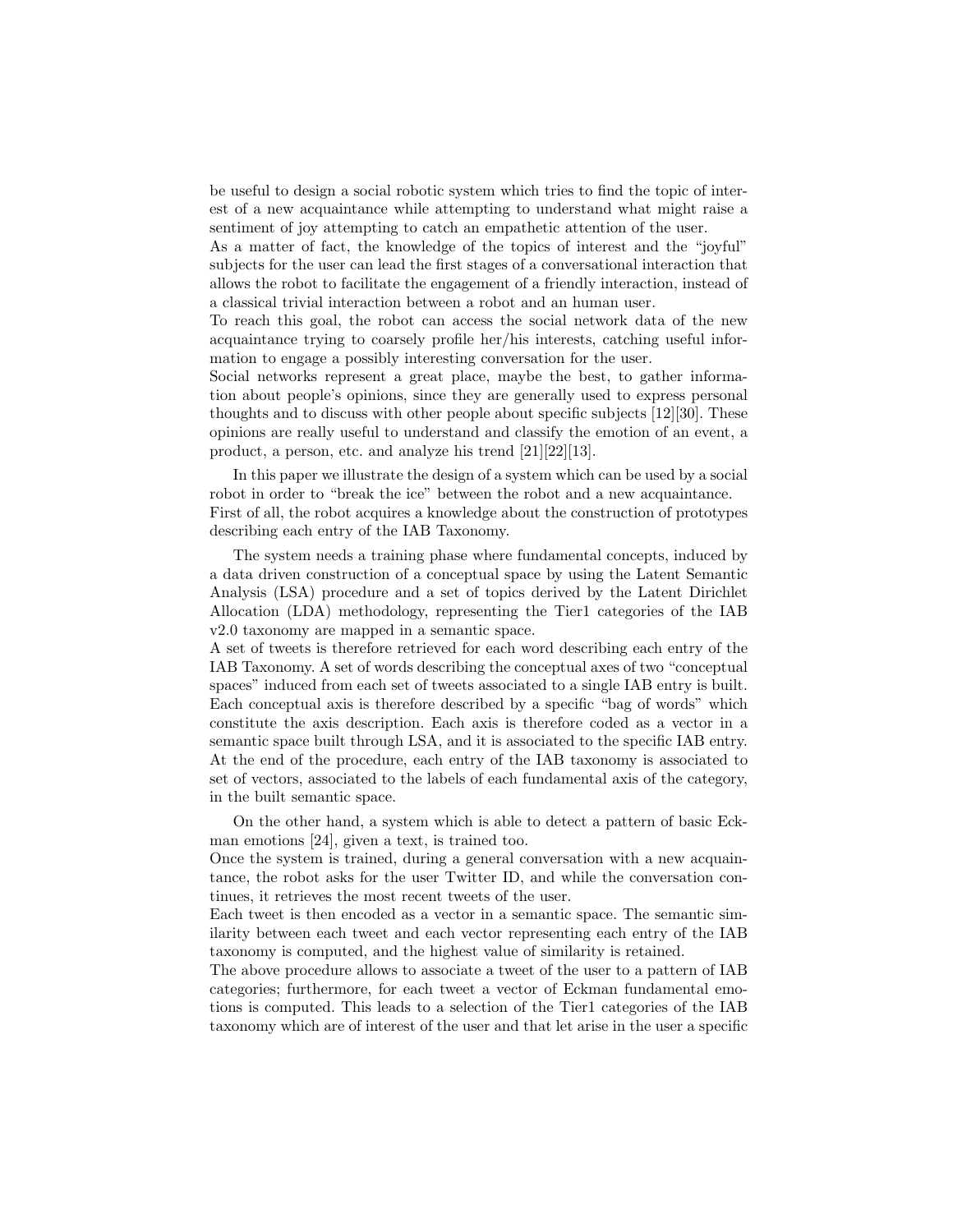be useful to design a social robotic system which tries to find the topic of interest of a new acquaintance while attempting to understand what might raise a sentiment of joy attempting to catch an empathetic attention of the user.
As a matter of fact, the knowledge of the topics of interest and the "joyful" subjects for the user can lead the first stages of a conversational interaction that allows the robot to facilitate the engagement of a friendly interaction, instead of a classical trivial interaction between a robot and an human user.
To reach this goal, the robot can access the social network data of the new acquaintance trying to coarsely profile her/his interests, catching useful information to engage a possibly interesting conversation for the user.
Social networks represent a great place, maybe the best, to gather information about people's opinions, since they are generally used to express personal thoughts and to discuss with other people about specific subjects [12][30]. These opinions are really useful to understand and classify the emotion of an event, a product, a person, etc. and analyze his trend [21][22][13].

In this paper we illustrate the design of a system which can be used by a social robot in order to "break the ice" between the robot and a new acquaintance.
First of all, the robot acquires a knowledge about the construction of prototypes describing each entry of the IAB Taxonomy.

The system needs a training phase where fundamental concepts, induced by a data driven construction of a conceptual space by using the Latent Semantic Analysis (LSA) procedure and a set of topics derived by the Latent Dirichlet Allocation (LDA) methodology, representing the Tier1 categories of the IAB v2.0 taxonomy are mapped in a semantic space.
A set of tweets is therefore retrieved for each word describing each entry of the IAB Taxonomy. A set of words describing the conceptual axes of two "conceptual spaces" induced from each set of tweets associated to a single IAB entry is built. Each conceptual axis is therefore described by a specific "bag of words" which constitute the axis description. Each axis is therefore coded as a vector in a semantic space built through LSA, and it is associated to the specific IAB entry. At the end of the procedure, each entry of the IAB taxonomy is associated to set of vectors, associated to the labels of each fundamental axis of the category, in the built semantic space.

On the other hand, a system which is able to detect a pattern of basic Eckman emotions [24], given a text, is trained too.
Once the system is trained, during a general conversation with a new acquaintance, the robot asks for the user Twitter ID, and while the conversation continues, it retrieves the most recent tweets of the user.
Each tweet is then encoded as a vector in a semantic space. The semantic similarity between each tweet and each vector representing each entry of the IAB taxonomy is computed, and the highest value of similarity is retained.
The above procedure allows to associate a tweet of the user to a pattern of IAB categories; furthermore, for each tweet a vector of Eckman fundamental emotions is computed. This leads to a selection of the Tier1 categories of the IAB taxonomy which are of interest of the user and that let arise in the user a specific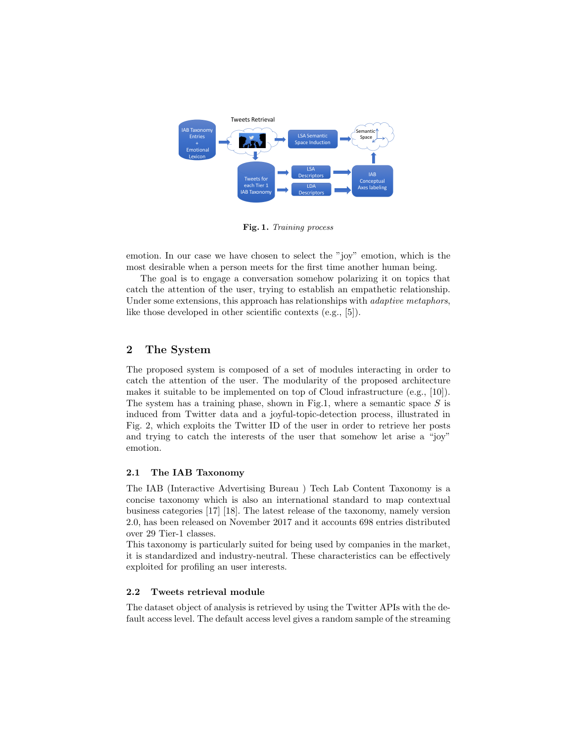**Fig. 1.** *Training process*

emotion. In our case we have chosen to select the "joy" emotion, which is the most desirable when a person meets for the first time another human being.

The goal is to engage a conversation somehow polarizing it on topics that catch the attention of the user, trying to establish an empathetic relationship. Under some extensions, this approach has relationships with *adaptive metaphors*, like those developed in other scientific contexts (e.g., [5]).

## 2 The System

The proposed system is composed of a set of modules interacting in order to catch the attention of the user. The modularity of the proposed architecture makes it suitable to be implemented on top of Cloud infrastructure (e.g., [10]). The system has a training phase, shown in Fig.1, where a semantic space $S$ is induced from Twitter data and a joyful-topic-detection process, illustrated in Fig. 2, which exploits the Twitter ID of the user in order to retrieve her posts and trying to catch the interests of the user that somehow let arise a "joy" emotion.

### 2.1 The IAB Taxonomy

The IAB (Interactive Advertising Bureau ) Tech Lab Content Taxonomy is a concise taxonomy which is also an international standard to map contextual business categories [17] [18]. The latest release of the taxonomy, namely version 2.0, has been released on November 2017 and it accounts 698 entries distributed over 29 Tier-1 classes.

This taxonomy is particularly suited for being used by companies in the market, it is standardized and industry-neutral. These characteristics can be effectively exploited for profiling an user interests.

### 2.2 Tweets retrieval module

The dataset object of analysis is retrieved by using the Twitter APIs with the default access level. The default access level gives a random sample of the streaming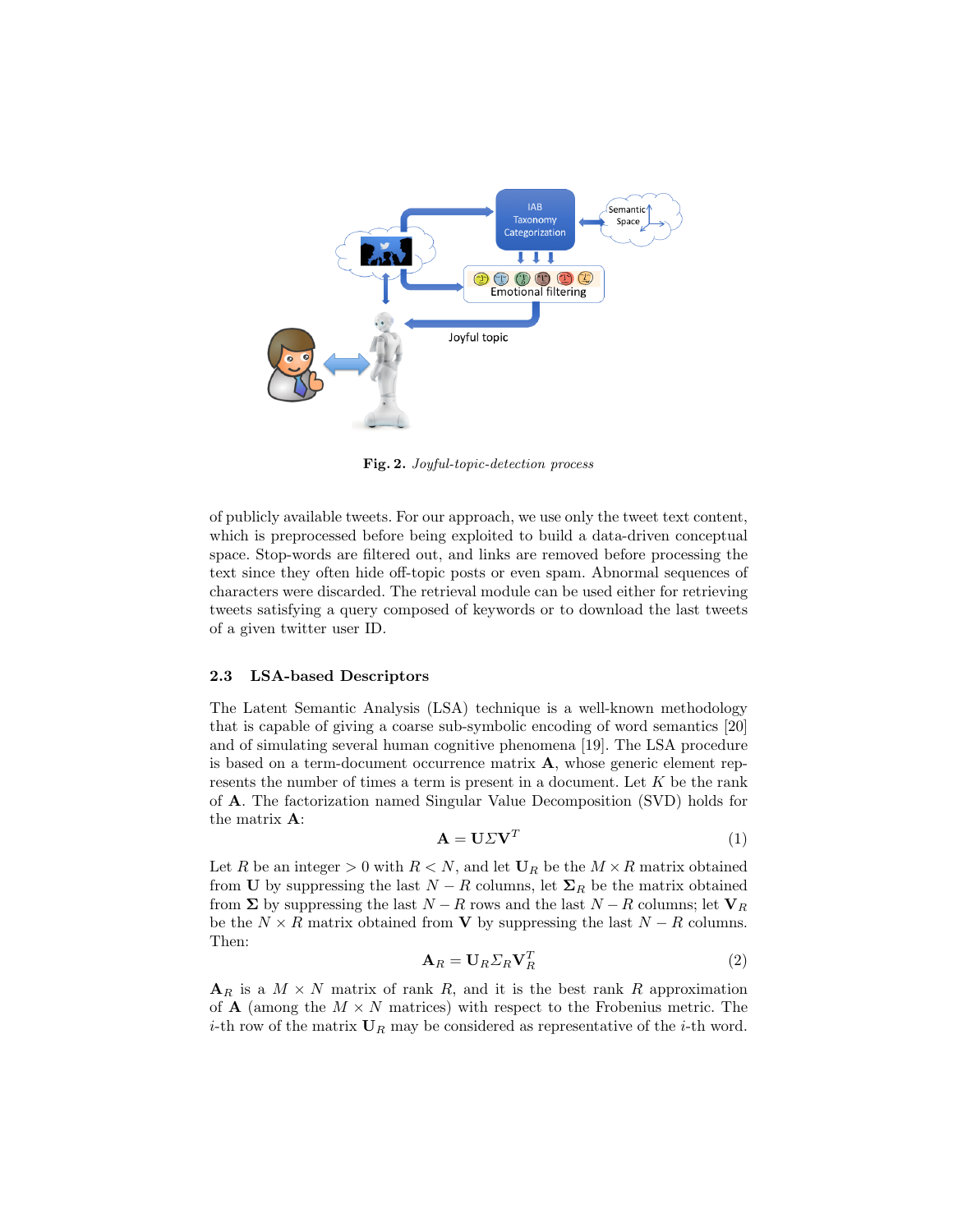Fig. 2. *Joyful-topic-detection process*

of publicly available tweets. For our approach, we use only the tweet text content, which is preprocessed before being exploited to build a data-driven conceptual space. Stop-words are filtered out, and links are removed before processing the text since they often hide off-topic posts or even spam. Abnormal sequences of characters were discarded. The retrieval module can be used either for retrieving tweets satisfying a query composed of keywords or to download the last tweets of a given twitter user ID.

### 2.3 LSA-based Descriptors

The Latent Semantic Analysis (LSA) technique is a well-known methodology that is capable of giving a coarse sub-symbolic encoding of word semantics [20] and of simulating several human cognitive phenomena [19]. The LSA procedure is based on a term-document occurrence matrix $\mathbf{A}$, whose generic element represents the number of times a term is present in a document. Let $K$ be the rank of $\mathbf{A}$. The factorization named Singular Value Decomposition (SVD) holds for the matrix $\mathbf{A}$:

$$\mathbf{A} = \mathbf{U}\Sigma\mathbf{V}^T \tag{1}$$

Let $R$ be an integer $> 0$ with $R < N$, and let $\mathbf{U}_R$ be the $M \times R$ matrix obtained from $\mathbf{U}$ by suppressing the last $N - R$ columns, let $\mathbf{\Sigma}_R$ be the matrix obtained from $\mathbf{\Sigma}$ by suppressing the last $N - R$ rows and the last $N - R$ columns; let $\mathbf{V}_R$ be the $N \times R$ matrix obtained from $\mathbf{V}$ by suppressing the last $N - R$ columns. Then:

$$\mathbf{A}_R = \mathbf{U}_R\Sigma_R\mathbf{V}_R^T \tag{2}$$

$\mathbf{A}_R$ is a $M \times N$ matrix of rank $R$, and it is the best rank $R$ approximation of $\mathbf{A}$ (among the $M \times N$ matrices) with respect to the Frobenius metric. The $i$-th row of the matrix $\mathbf{U}_R$ may be considered as representative of the $i$-th word.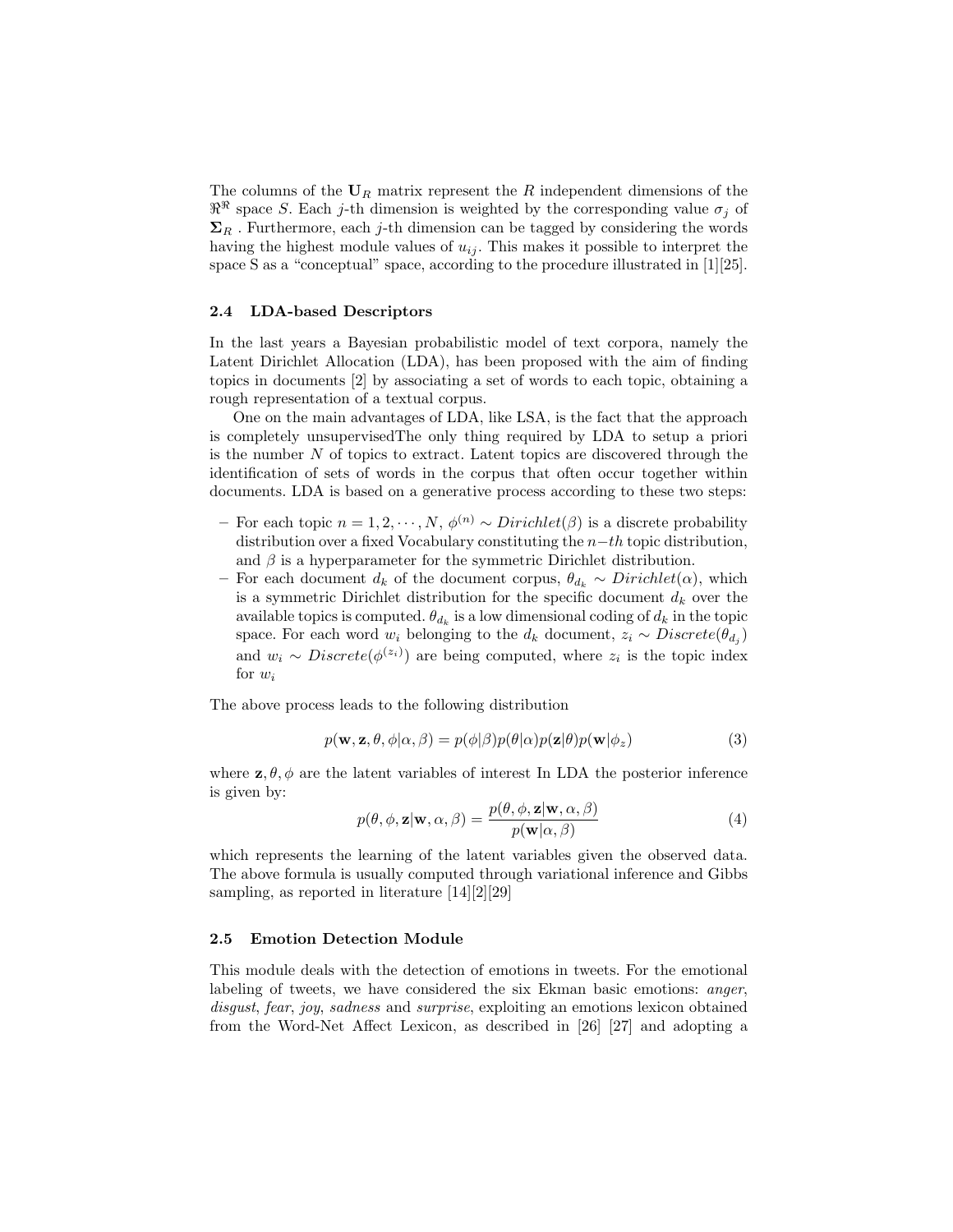The columns of the $\mathbf{U}_R$ matrix represent the $R$ independent dimensions of the $\Re^{\Re}$ space $S$. Each $j$-th dimension is weighted by the corresponding value $\sigma_j$ of $\mathbf{\Sigma}_R$ . Furthermore, each $j$-th dimension can be tagged by considering the words having the highest module values of $u_{ij}$. This makes it possible to interpret the space S as a "conceptual" space, according to the procedure illustrated in [1][25].

### 2.4 LDA-based Descriptors

In the last years a Bayesian probabilistic model of text corpora, namely the Latent Dirichlet Allocation (LDA), has been proposed with the aim of finding topics in documents [2] by associating a set of words to each topic, obtaining a rough representation of a textual corpus.

One on the main advantages of LDA, like LSA, is the fact that the approach is completely unsupervisedThe only thing required by LDA to setup a priori is the number $N$ of topics to extract. Latent topics are discovered through the identification of sets of words in the corpus that often occur together within documents. LDA is based on a generative process according to these two steps:

- For each topic $n = 1, 2, \cdots, N$, $\phi^{(n)} \sim Dirichlet(\beta)$ is a discrete probability distribution over a fixed Vocabulary constituting the $n-th$ topic distribution, and $\beta$ is a hyperparameter for the symmetric Dirichlet distribution.
- For each document $d_k$ of the document corpus, $\theta_{d_k} \sim Dirichlet(\alpha)$, which is a symmetric Dirichlet distribution for the specific document $d_k$ over the available topics is computed. $\theta_{d_k}$ is a low dimensional coding of $d_k$ in the topic space. For each word $w_i$ belonging to the $d_k$ document, $z_i \sim Discrete(\theta_{d_j})$ and $w_i \sim Discrete(\phi^{(z_i)})$ are being computed, where $z_i$ is the topic index for $w_i$

The above process leads to the following distribution

$$p(\mathbf{w}, \mathbf{z}, \theta, \phi | \alpha, \beta) = p(\phi|\beta)p(\theta|\alpha)p(\mathbf{z}|\theta)p(\mathbf{w}|\phi_z) \tag{3}$$

where $\mathbf{z}, \theta, \phi$ are the latent variables of interest In LDA the posterior inference is given by:

$$p(\theta, \phi, \mathbf{z}|\mathbf{w}, \alpha, \beta) = \frac{p(\theta, \phi, \mathbf{z}|\mathbf{w}, \alpha, \beta)}{p(\mathbf{w}|\alpha, \beta)} \tag{4}$$

which represents the learning of the latent variables given the observed data. The above formula is usually computed through variational inference and Gibbs sampling, as reported in literature [14][2][29]

### 2.5 Emotion Detection Module

This module deals with the detection of emotions in tweets. For the emotional labeling of tweets, we have considered the six Ekman basic emotions: *anger*, *disgust*, *fear*, *joy*, *sadness* and *surprise*, exploiting an emotions lexicon obtained from the Word-Net Affect Lexicon, as described in [26] [27] and adopting a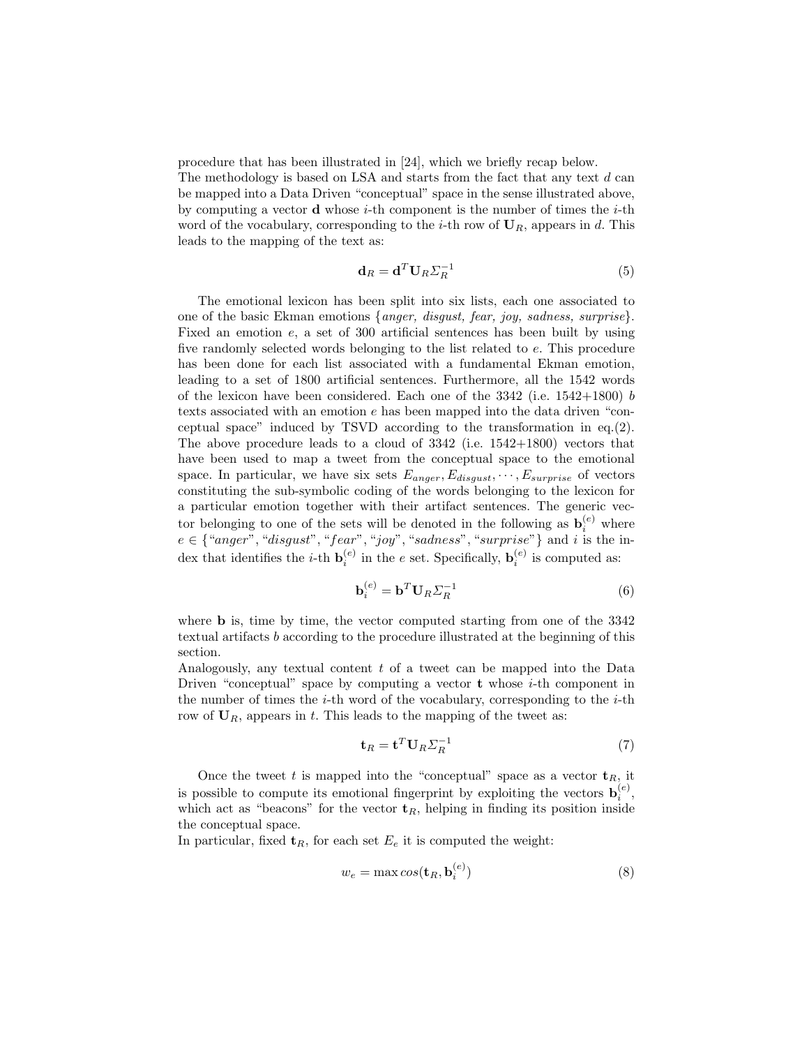procedure that has been illustrated in [24], which we briefly recap below.
The methodology is based on LSA and starts from the fact that any text $d$ can be mapped into a Data Driven "conceptual" space in the sense illustrated above, by computing a vector $\mathbf{d}$ whose $i$-th component is the number of times the $i$-th word of the vocabulary, corresponding to the $i$-th row of $\mathbf{U}_R$, appears in $d$. This leads to the mapping of the text as:

$$\mathbf{d}_R = \mathbf{d}^T \mathbf{U}_R \Sigma_R^{-1} \tag{5}$$

The emotional lexicon has been split into six lists, each one associated to one of the basic Ekman emotions {*anger, disgust, fear, joy, sadness, surprise*}. Fixed an emotion $e$, a set of 300 artificial sentences has been built by using five randomly selected words belonging to the list related to $e$. This procedure has been done for each list associated with a fundamental Ekman emotion, leading to a set of 1800 artificial sentences. Furthermore, all the 1542 words of the lexicon have been considered. Each one of the 3342 (i.e. 1542+1800) $b$ texts associated with an emotion $e$ has been mapped into the data driven "conceptual space" induced by TSVD according to the transformation in eq.(2). The above procedure leads to a cloud of 3342 (i.e. 1542+1800) vectors that have been used to map a tweet from the conceptual space to the emotional space. In particular, we have six sets $E_{anger}, E_{disgust}, \cdots, E_{surprise}$ of vectors constituting the sub-symbolic coding of the words belonging to the lexicon for a particular emotion together with their artifact sentences. The generic vector belonging to one of the sets will be denoted in the following as $\mathbf{b}_i^{(e)}$ where $e \in \{\text{"}anger\text{"}, \text{"}disgust\text{"}, \text{"}fear\text{"}, \text{"}joy\text{"}, \text{"}sadness\text{"}, \text{"}surprise\text{"}\}$ and $i$ is the index that identifies the $i$-th $\mathbf{b}_i^{(e)}$ in the $e$ set. Specifically, $\mathbf{b}_i^{(e)}$ is computed as:

$$\mathbf{b}_i^{(e)} = \mathbf{b}^T \mathbf{U}_R \Sigma_R^{-1} \tag{6}$$

where $\mathbf{b}$ is, time by time, the vector computed starting from one of the 3342 textual artifacts $b$ according to the procedure illustrated at the beginning of this section.
Analogously, any textual content $t$ of a tweet can be mapped into the Data Driven "conceptual" space by computing a vector $\mathbf{t}$ whose $i$-th component in the number of times the $i$-th word of the vocabulary, corresponding to the $i$-th row of $\mathbf{U}_R$, appears in $t$. This leads to the mapping of the tweet as:

$$\mathbf{t}_R = \mathbf{t}^T \mathbf{U}_R \Sigma_R^{-1} \tag{7}$$

Once the tweet $t$ is mapped into the "conceptual" space as a vector $\mathbf{t}_R$, it is possible to compute its emotional fingerprint by exploiting the vectors $\mathbf{b}_i^{(e)}$, which act as "beacons" for the vector $\mathbf{t}_R$, helping in finding its position inside the conceptual space.
In particular, fixed $\mathbf{t}_R$, for each set $E_e$ it is computed the weight:

$$w_e = \max cos(\mathbf{t}_R, \mathbf{b}_i^{(e)}) \tag{8}$$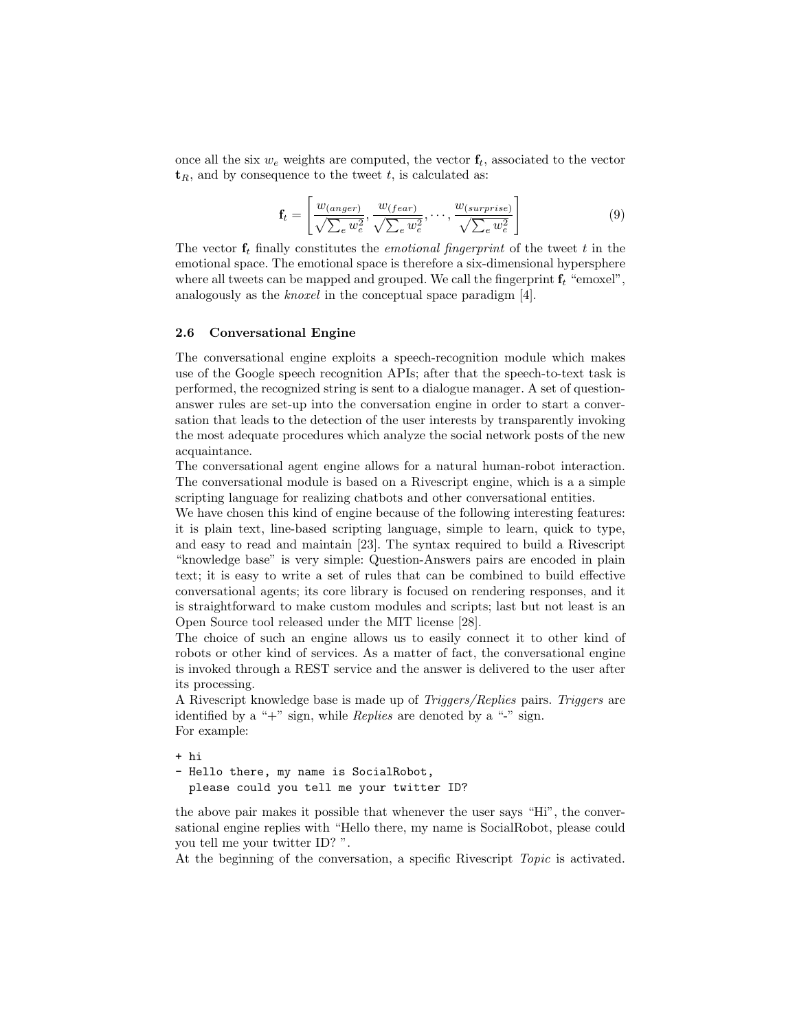once all the six $w_e$ weights are computed, the vector $\mathbf{f}_t$, associated to the vector $\mathbf{t}_R$, and by consequence to the tweet $t$, is calculated as:

$$\mathbf{f}_t = \left[ \frac{w_{(anger)}}{\sqrt{\sum_e w_e^2}}, \frac{w_{(fear)}}{\sqrt{\sum_e w_e^2}}, \cdots, \frac{w_{(surprise)}}{\sqrt{\sum_e w_e^2}} \right] \tag{9}$$

The vector $\mathbf{f}_t$ finally constitutes the *emotional fingerprint* of the tweet $t$ in the emotional space. The emotional space is therefore a six-dimensional hypersphere where all tweets can be mapped and grouped. We call the fingerprint $\mathbf{f}_t$ "emoxel", analogously as the *knoxel* in the conceptual space paradigm [4].

### 2.6 Conversational Engine

The conversational engine exploits a speech-recognition module which makes use of the Google speech recognition APIs; after that the speech-to-text task is performed, the recognized string is sent to a dialogue manager. A set of question-answer rules are set-up into the conversation engine in order to start a conversation that leads to the detection of the user interests by transparently invoking the most adequate procedures which analyze the social network posts of the new acquaintance.

The conversational agent engine allows for a natural human-robot interaction. The conversational module is based on a Rivescript engine, which is a a simple scripting language for realizing chatbots and other conversational entities.

We have chosen this kind of engine because of the following interesting features: it is plain text, line-based scripting language, simple to learn, quick to type, and easy to read and maintain [23]. The syntax required to build a Rivescript "knowledge base" is very simple: Question-Answers pairs are encoded in plain text; it is easy to write a set of rules that can be combined to build effective conversational agents; its core library is focused on rendering responses, and it is straightforward to make custom modules and scripts; last but not least is an Open Source tool released under the MIT license [28].

The choice of such an engine allows us to easily connect it to other kind of robots or other kind of services. As a matter of fact, the conversational engine is invoked through a REST service and the answer is delivered to the user after its processing.

A Rivescript knowledge base is made up of *Triggers/Replies* pairs. *Triggers* are identified by a "+" sign, while *Replies* are denoted by a "-" sign.
For example:

```
+ hi
- Hello there, my name is SocialRobot,
  please could you tell me your twitter ID?
```

the above pair makes it possible that whenever the user says "Hi", the conversational engine replies with "Hello there, my name is SocialRobot, please could you tell me your twitter ID? ".

At the beginning of the conversation, a specific Rivescript *Topic* is activated.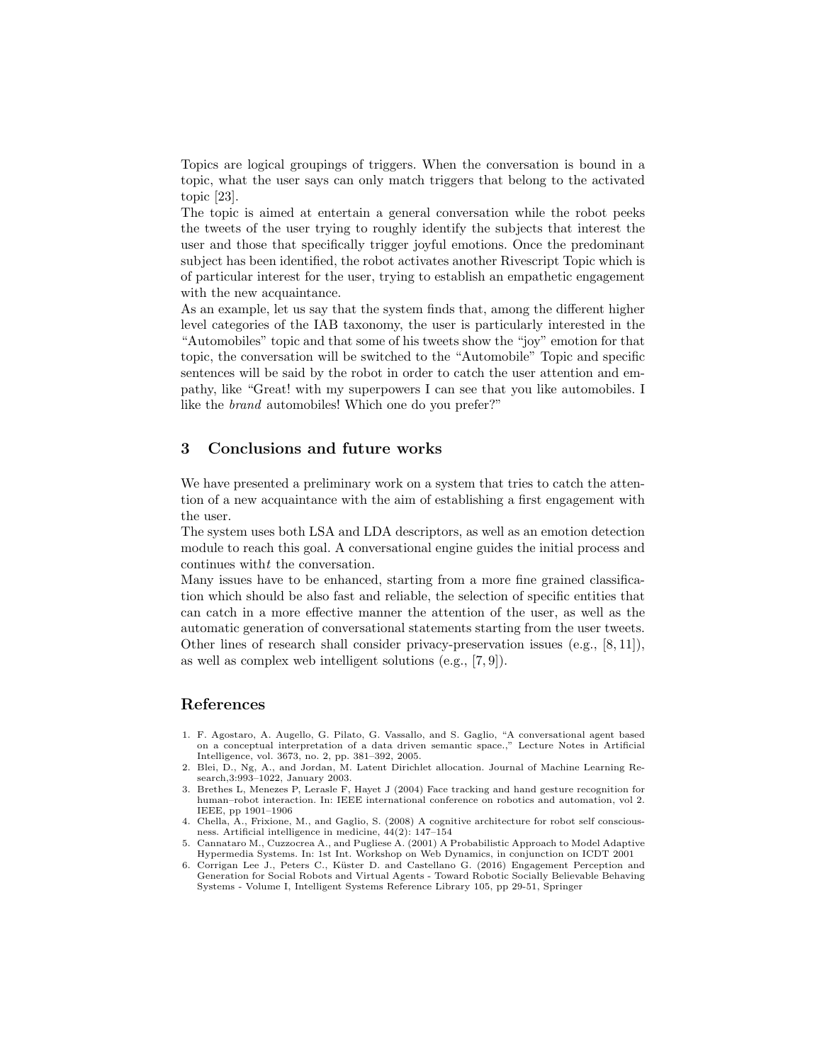Topics are logical groupings of triggers. When the conversation is bound in a topic, what the user says can only match triggers that belong to the activated topic [23].

The topic is aimed at entertain a general conversation while the robot peeks the tweets of the user trying to roughly identify the subjects that interest the user and those that specifically trigger joyful emotions. Once the predominant subject has been identified, the robot activates another Rivescript Topic which is of particular interest for the user, trying to establish an empathetic engagement with the new acquaintance.

As an example, let us say that the system finds that, among the different higher level categories of the IAB taxonomy, the user is particularly interested in the "Automobiles" topic and that some of his tweets show the "joy" emotion for that topic, the conversation will be switched to the "Automobile" Topic and specific sentences will be said by the robot in order to catch the user attention and empathy, like "Great! with my superpowers I can see that you like automobiles. I like the *brand* automobiles! Which one do you prefer?"

## 3 Conclusions and future works

We have presented a preliminary work on a system that tries to catch the attention of a new acquaintance with the aim of establishing a first engagement with the user.

The system uses both LSA and LDA descriptors, as well as an emotion detection module to reach this goal. A conversational engine guides the initial process and continues with*t* the conversation.

Many issues have to be enhanced, starting from a more fine grained classification which should be also fast and reliable, the selection of specific entities that can catch in a more effective manner the attention of the user, as well as the automatic generation of conversational statements starting from the user tweets. Other lines of research shall consider privacy-preservation issues (e.g., [8, 11]), as well as complex web intelligent solutions (e.g., [7, 9]).

## References

1. F. Agostaro, A. Augello, G. Pilato, G. Vassallo, and S. Gaglio, "A conversational agent based on a conceptual interpretation of a data driven semantic space.," Lecture Notes in Artificial Intelligence, vol. 3673, no. 2, pp. 381–392, 2005.
2. Blei, D., Ng, A., and Jordan, M. Latent Dirichlet allocation. Journal of Machine Learning Research,3:993–1022, January 2003.
3. Brethes L, Menezes P, Lerasle F, Hayet J (2004) Face tracking and hand gesture recognition for human–robot interaction. In: IEEE international conference on robotics and automation, vol 2. IEEE, pp 1901–1906
4. Chella, A., Frixione, M., and Gaglio, S. (2008) A cognitive architecture for robot self consciousness. Artificial intelligence in medicine, 44(2): 147–154
5. Cannataro M., Cuzzocrea A., and Pugliese A. (2001) A Probabilistic Approach to Model Adaptive Hypermedia Systems. In: 1st Int. Workshop on Web Dynamics, in conjunction on ICDT 2001
6. Corrigan Lee J., Peters C., Küster D. and Castellano G. (2016) Engagement Perception and Generation for Social Robots and Virtual Agents - Toward Robotic Socially Believable Behaving Systems - Volume I, Intelligent Systems Reference Library 105, pp 29-51, Springer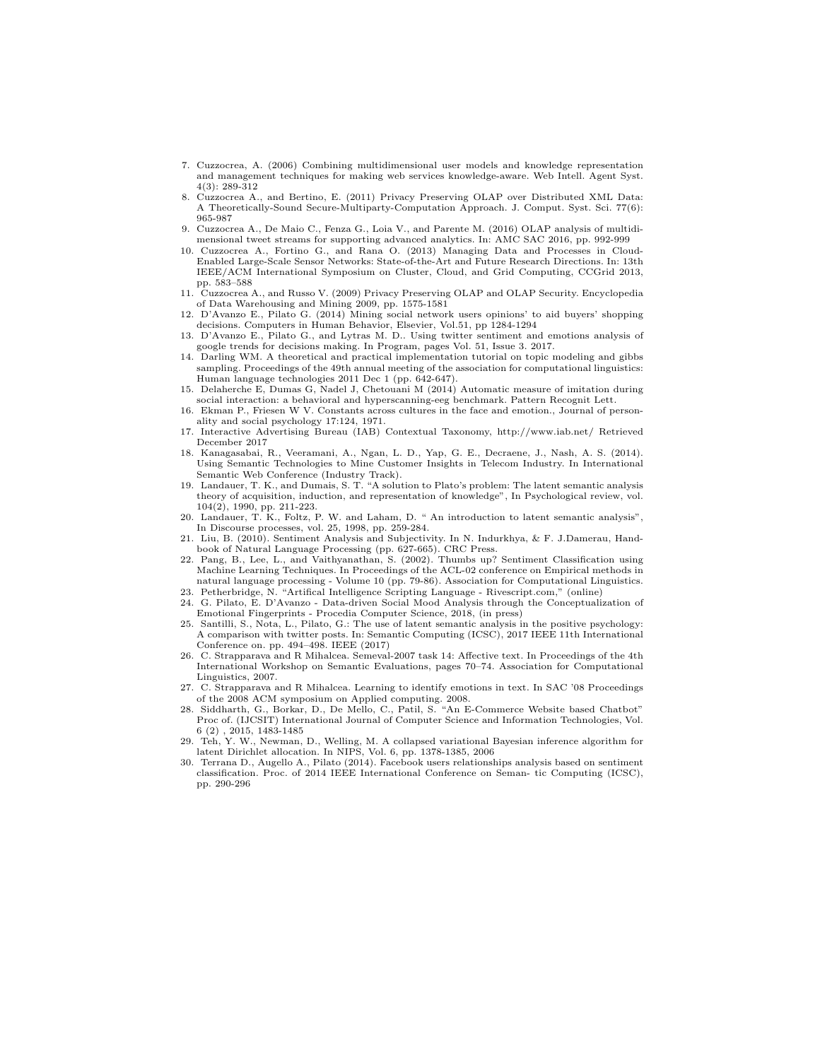7. Cuzzocrea, A. (2006) Combining multidimensional user models and knowledge representation and management techniques for making web services knowledge-aware. Web Intell. Agent Syst. 4(3): 289-312
8. Cuzzocrea A., and Bertino, E. (2011) Privacy Preserving OLAP over Distributed XML Data: A Theoretically-Sound Secure-Multiparty-Computation Approach. J. Comput. Syst. Sci. 77(6): 965-987
9. Cuzzocrea A., De Maio C., Fenza G., Loia V., and Parente M. (2016) OLAP analysis of multidimensional tweet streams for supporting advanced analytics. In: AMC SAC 2016, pp. 992-999
10. Cuzzocrea A., Fortino G., and Rana O. (2013) Managing Data and Processes in Cloud-Enabled Large-Scale Sensor Networks: State-of-the-Art and Future Research Directions. In: 13th IEEE/ACM International Symposium on Cluster, Cloud, and Grid Computing, CCGrid 2013, pp. 583–588
11. Cuzzocrea A., and Russo V. (2009) Privacy Preserving OLAP and OLAP Security. Encyclopedia of Data Warehousing and Mining 2009, pp. 1575-1581
12. D'Avanzo E., Pilato G. (2014) Mining social network users opinions' to aid buyers' shopping decisions. Computers in Human Behavior, Elsevier, Vol.51, pp 1284-1294
13. D'Avanzo E., Pilato G., and Lytras M. D.. Using twitter sentiment and emotions analysis of google trends for decisions making. In Program, pages Vol. 51, Issue 3. 2017.
14. Darling WM. A theoretical and practical implementation tutorial on topic modeling and gibbs sampling. Proceedings of the 49th annual meeting of the association for computational linguistics: Human language technologies 2011 Dec 1 (pp. 642-647).
15. Delaherche E, Dumas G, Nadel J, Chetouani M (2014) Automatic measure of imitation during social interaction: a behavioral and hyperscanning-eeg benchmark. Pattern Recognit Lett.
16. Ekman P., Friesen W V. Constants across cultures in the face and emotion., Journal of personality and social psychology 17:124, 1971.
17. Interactive Advertising Bureau (IAB) Contextual Taxonomy, http://www.iab.net/ Retrieved December 2017
18. Kanagasabai, R., Veeramani, A., Ngan, L. D., Yap, G. E., Decraene, J., Nash, A. S. (2014). Using Semantic Technologies to Mine Customer Insights in Telecom Industry. In International Semantic Web Conference (Industry Track).
19. Landauer, T. K., and Dumais, S. T. "A solution to Plato's problem: The latent semantic analysis theory of acquisition, induction, and representation of knowledge", In Psychological review, vol. 104(2), 1990, pp. 211-223.
20. Landauer, T. K., Foltz, P. W. and Laham, D. " An introduction to latent semantic analysis", In Discourse processes, vol. 25, 1998, pp. 259-284.
21. Liu, B. (2010). Sentiment Analysis and Subjectivity. In N. Indurkhya, & F. J.Damerau, Handbook of Natural Language Processing (pp. 627-665). CRC Press.
22. Pang, B., Lee, L., and Vaithyanathan, S. (2002). Thumbs up? Sentiment Classification using Machine Learning Techniques. In Proceedings of the ACL-02 conference on Empirical methods in natural language processing - Volume 10 (pp. 79-86). Association for Computational Linguistics.
23. Petherbridge, N. "Artifical Intelligence Scripting Language - Rivescript.com," (online)
24. G. Pilato, E. D'Avanzo - Data-driven Social Mood Analysis through the Conceptualization of Emotional Fingerprints - Procedia Computer Science, 2018, (in press)
25. Santilli, S., Nota, L., Pilato, G.: The use of latent semantic analysis in the positive psychology: A comparison with twitter posts. In: Semantic Computing (ICSC), 2017 IEEE 11th International Conference on. pp. 494–498. IEEE (2017)
26. C. Strapparava and R Mihalcea. Semeval-2007 task 14: Affective text. In Proceedings of the 4th International Workshop on Semantic Evaluations, pages 70–74. Association for Computational Linguistics, 2007.
27. C. Strapparava and R Mihalcea. Learning to identify emotions in text. In SAC '08 Proceedings of the 2008 ACM symposium on Applied computing. 2008.
28. Siddharth, G., Borkar, D., De Mello, C., Patil, S. "An E-Commerce Website based Chatbot" Proc of. (IJCSIT) International Journal of Computer Science and Information Technologies, Vol. 6 (2) , 2015, 1483-1485
29. Teh, Y. W., Newman, D., Welling, M. A collapsed variational Bayesian inference algorithm for latent Dirichlet allocation. In NIPS, Vol. 6, pp. 1378-1385, 2006
30. Terrana D., Augello A., Pilato (2014). Facebook users relationships analysis based on sentiment classification. Proc. of 2014 IEEE International Conference on Seman- tic Computing (ICSC), pp. 290-296